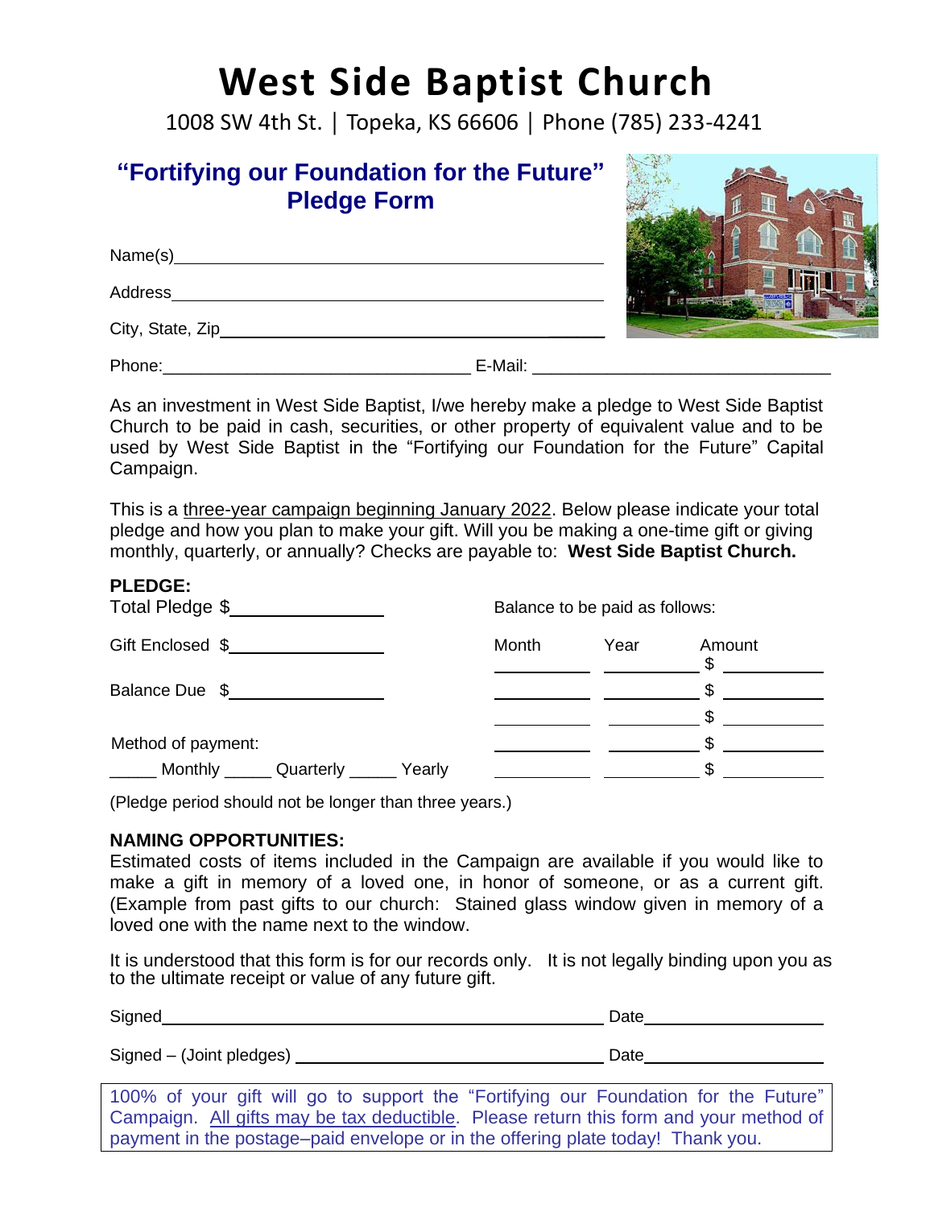# West Side Baptist Church

1008 SW 4th St. | Topeka, KS 66606 | Phone (785) 233-4241

## "Fortifying our Foundation for the Future" Pledge Form

Name(s)\_\_\_\_\_\_\_\_\_\_\_\_\_\_\_\_\_\_\_\_\_\_\_\_\_\_\_\_\_\_\_\_\_\_\_\_\_\_\_\_

Address\_\_\_\_\_\_\_\_\_\_\_\_\_\_\_\_\_\_\_\_\_\_\_\_\_\_\_\_\_\_\_\_\_\_\_\_\_\_\_\_

City, State, Zip\_\_\_\_\_\_\_\_\_\_\_\_\_\_\_\_\_\_\_\_\_\_\_\_\_\_\_\_\_\_\_\_\_\_\_\_

Phone:\_\_\_\_\_\_\_\_\_\_\_\_\_\_\_\_\_\_\_\_\_\_\_\_\_\_\_\_\_ E-Mail: \_\_\_\_\_\_\_\_\_\_\_\_\_\_\_\_\_\_\_\_\_\_\_\_\_\_\_\_\_\_

As an investment in West Side Baptist, I/we hereby make a pledge to West Side Baptist Church to be paid in cash, securities, or other property of equivalent value and to be used by West Side Baptist in the "Fortifying our Foundation for the Future" Capital Campaign.

This is a three-year campaign beginning January 2022. Below please indicate your total pledge and how you plan to make your gift. Will you be making a one-time gift or giving monthly, quarterly, or annually? Checks are payable to: **West Side Baptist Church.**

**PLEDGE:**

Total Pledge $\_\_\_\_\_\_\_\_\_\_\_\_\_\_\_

Gift Enclosed $\_\_\_\_\_\_\_\_\_\_\_\_\_\_\_

Balance Due $\_\_\_\_\_\_\_\_\_\_\_\_\_\_\_

Method of payment:

\_\_\_\_\_ Monthly \_\_\_\_\_ Quarterly \_\_\_\_\_ Yearly

Balance to be paid as follows:

| Month | Year | Amount |
|---|---|---|
| \_\_\_\_\_\_\_\_ | \_\_\_\_\_\_\_\_ | $ \_\_\_\_\_\_\_\_ |
| \_\_\_\_\_\_\_\_ | \_\_\_\_\_\_\_\_ | $ \_\_\_\_\_\_\_\_ |
| \_\_\_\_\_\_\_\_ | \_\_\_\_\_\_\_\_ | $ \_\_\_\_\_\_\_\_ |
| \_\_\_\_\_\_\_\_ | \_\_\_\_\_\_\_\_ | $ \_\_\_\_\_\_\_\_ |
| \_\_\_\_\_\_\_\_ | \_\_\_\_\_\_\_\_ | $ \_\_\_\_\_\_\_\_ |

(Pledge period should not be longer than three years.)

**NAMING OPPORTUNITIES:**

Estimated costs of items included in the Campaign are available if you would like to make a gift in memory of a loved one, in honor of someone, or as a current gift. (Example from past gifts to our church: Stained glass window given in memory of a loved one with the name next to the window.

It is understood that this form is for our records only. It is not legally binding upon you as to the ultimate receipt or value of any future gift.

Signed\_\_\_\_\_\_\_\_\_\_\_\_\_\_\_\_\_\_\_\_\_\_\_\_\_\_\_\_\_\_\_\_\_\_\_\_\_\_\_\_ Date\_\_\_\_\_\_\_\_\_\_\_\_\_\_\_\_

Signed – (Joint pledges) \_\_\_\_\_\_\_\_\_\_\_\_\_\_\_\_\_\_\_\_\_\_\_\_\_\_\_\_ Date\_\_\_\_\_\_\_\_\_\_\_\_\_\_\_\_

100% of your gift will go to support the "Fortifying our Foundation for the Future" Campaign. All gifts may be tax deductible. Please return this form and your method of payment in the postage–paid envelope or in the offering plate today! Thank you.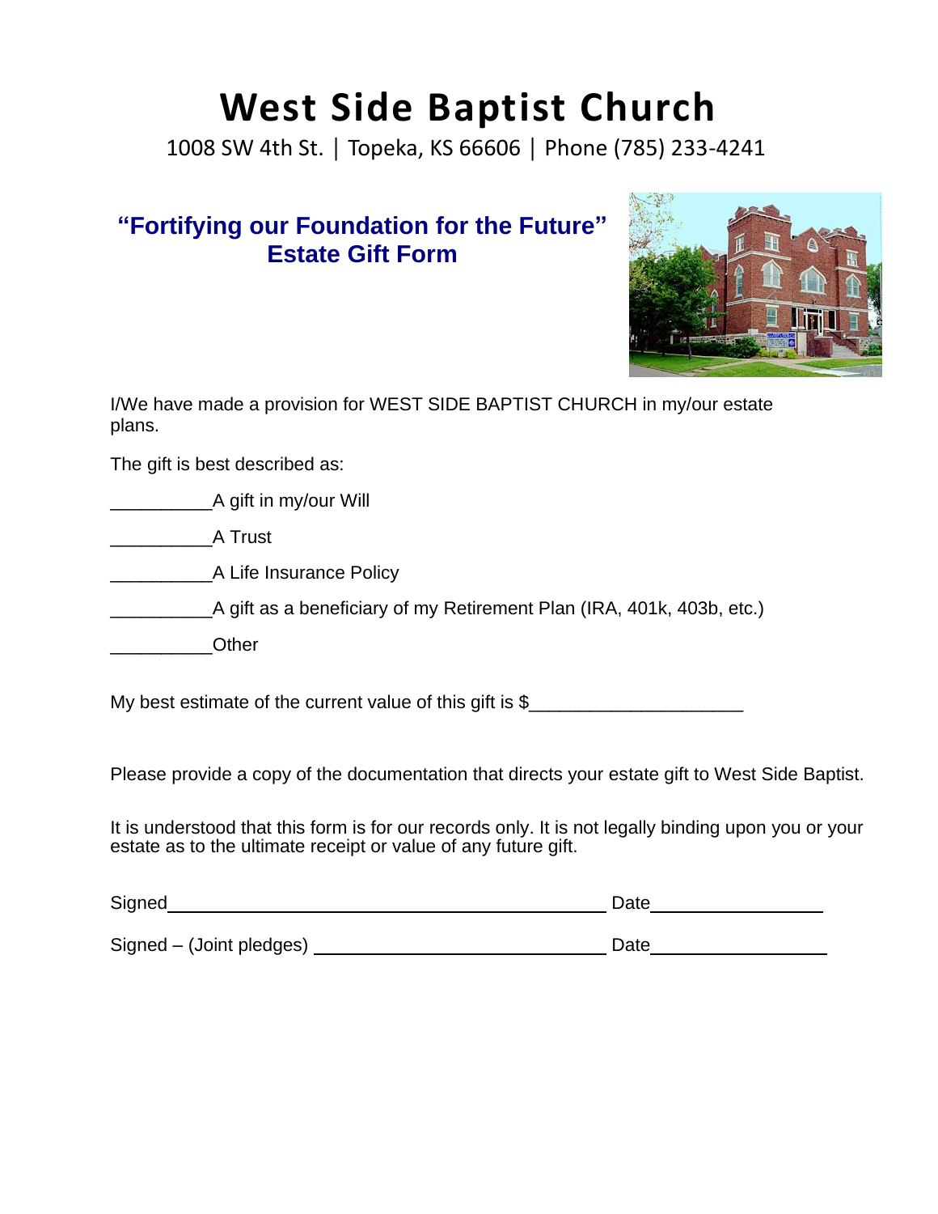# West Side Baptist Church

1008 SW 4th St. | Topeka, KS 66606 | Phone (785) 233-4241

## "Fortifying our Foundation for the Future"
## Estate Gift Form

I/We have made a provision for WEST SIDE BAPTIST CHURCH in my/our estate plans.

The gift is best described as:

__________A gift in my/our Will

__________A Trust

__________A Life Insurance Policy

__________A gift as a beneficiary of my Retirement Plan (IRA, 401k, 403b, etc.)

__________Other

My best estimate of the current value of this gift is $____________________

Please provide a copy of the documentation that directs your estate gift to West Side Baptist.

It is understood that this form is for our records only. It is not legally binding upon you or your estate as to the ultimate receipt or value of any future gift.

Signed________________________________________ Date________________

Signed – (Joint pledges) ___________________________ Date________________